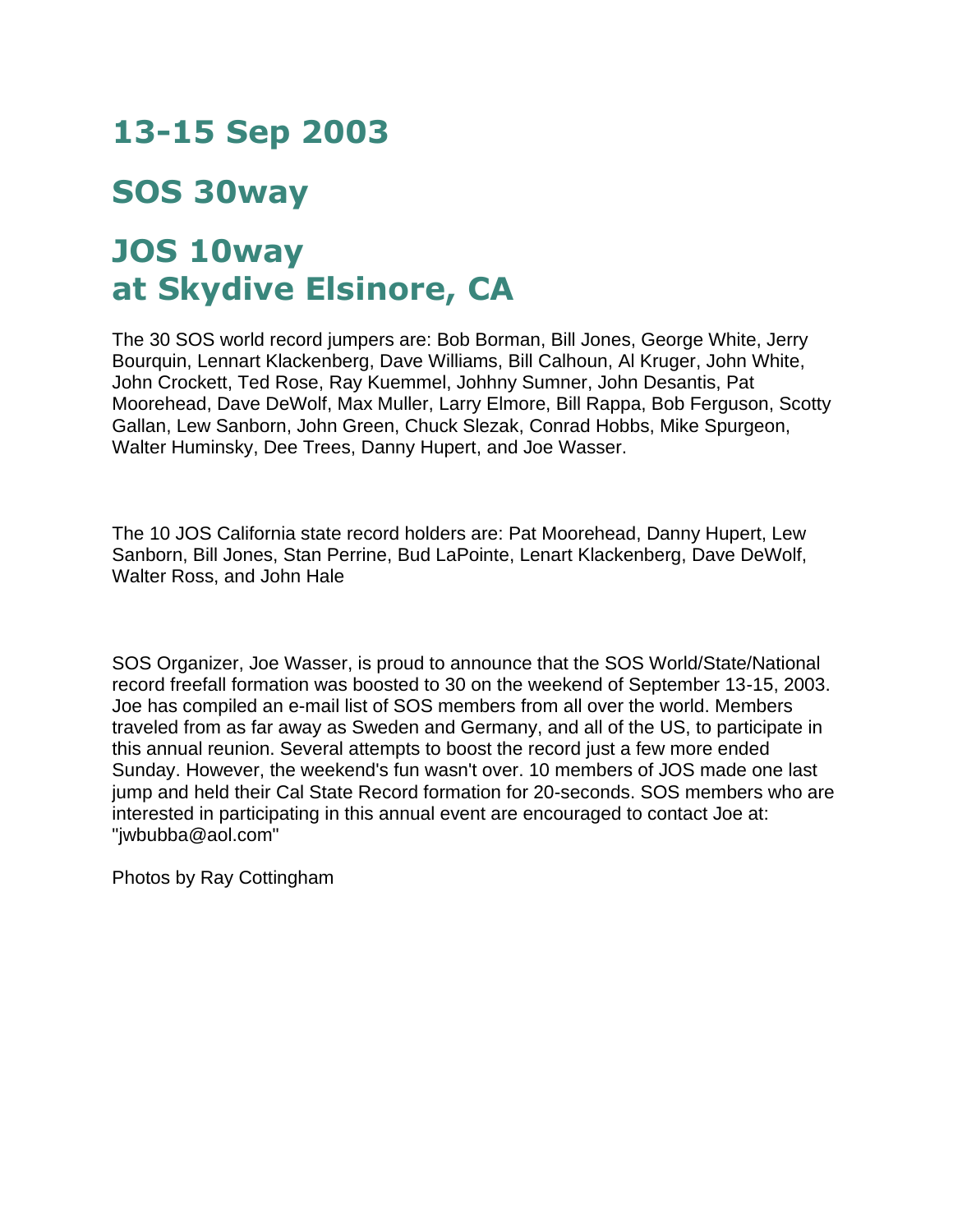# 13-15 Sep 2003

# SOS 30way

# JOS 10way
# at Skydive Elsinore, CA

The 30 SOS world record jumpers are: Bob Borman, Bill Jones, George White, Jerry Bourquin, Lennart Klackenberg, Dave Williams, Bill Calhoun, Al Kruger, John White, John Crockett, Ted Rose, Ray Kuemmel, Johhny Sumner, John Desantis, Pat Moorehead, Dave DeWolf, Max Muller, Larry Elmore, Bill Rappa, Bob Ferguson, Scotty Gallan, Lew Sanborn, John Green, Chuck Slezak, Conrad Hobbs, Mike Spurgeon, Walter Huminsky, Dee Trees, Danny Hupert, and Joe Wasser.

The 10 JOS California state record holders are: Pat Moorehead, Danny Hupert, Lew Sanborn, Bill Jones, Stan Perrine, Bud LaPointe, Lenart Klackenberg, Dave DeWolf, Walter Ross, and John Hale

SOS Organizer, Joe Wasser, is proud to announce that the SOS World/State/National record freefall formation was boosted to 30 on the weekend of September 13-15, 2003. Joe has compiled an e-mail list of SOS members from all over the world. Members traveled from as far away as Sweden and Germany, and all of the US, to participate in this annual reunion. Several attempts to boost the record just a few more ended Sunday. However, the weekend's fun wasn't over. 10 members of JOS made one last jump and held their Cal State Record formation for 20-seconds. SOS members who are interested in participating in this annual event are encouraged to contact Joe at: "jwbubba@aol.com"

Photos by Ray Cottingham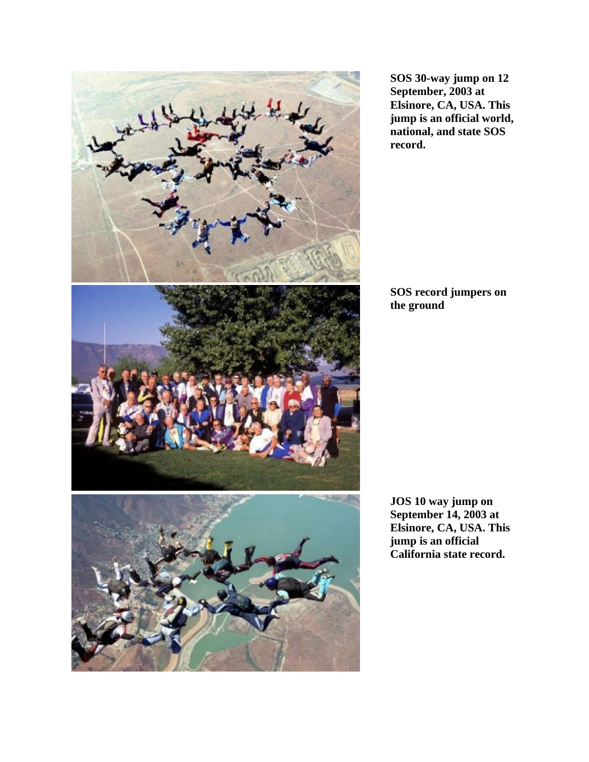**SOS 30-way jump on 12 September, 2003 at Elsinore, CA, USA. This jump is an official world, national, and state SOS record.**

**SOS record jumpers on the ground**

**JOS 10 way jump on September 14, 2003 at Elsinore, CA, USA. This jump is an official California state record.**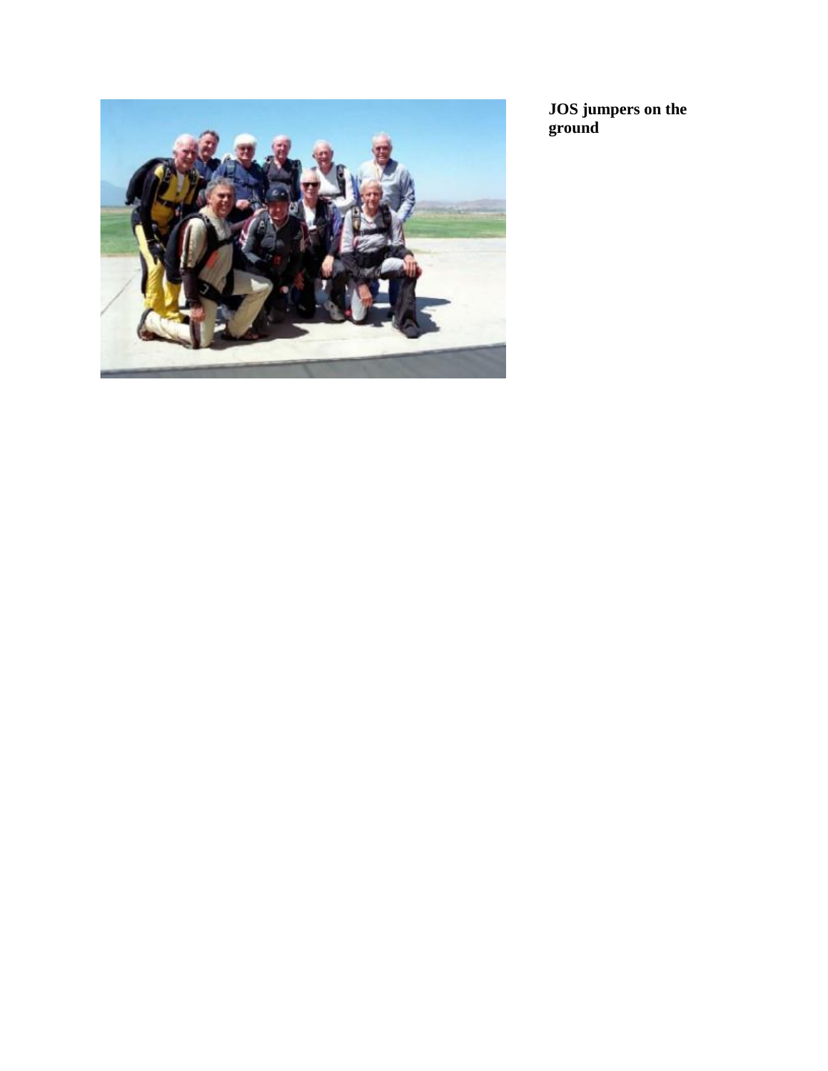**JOS jumpers on the ground**